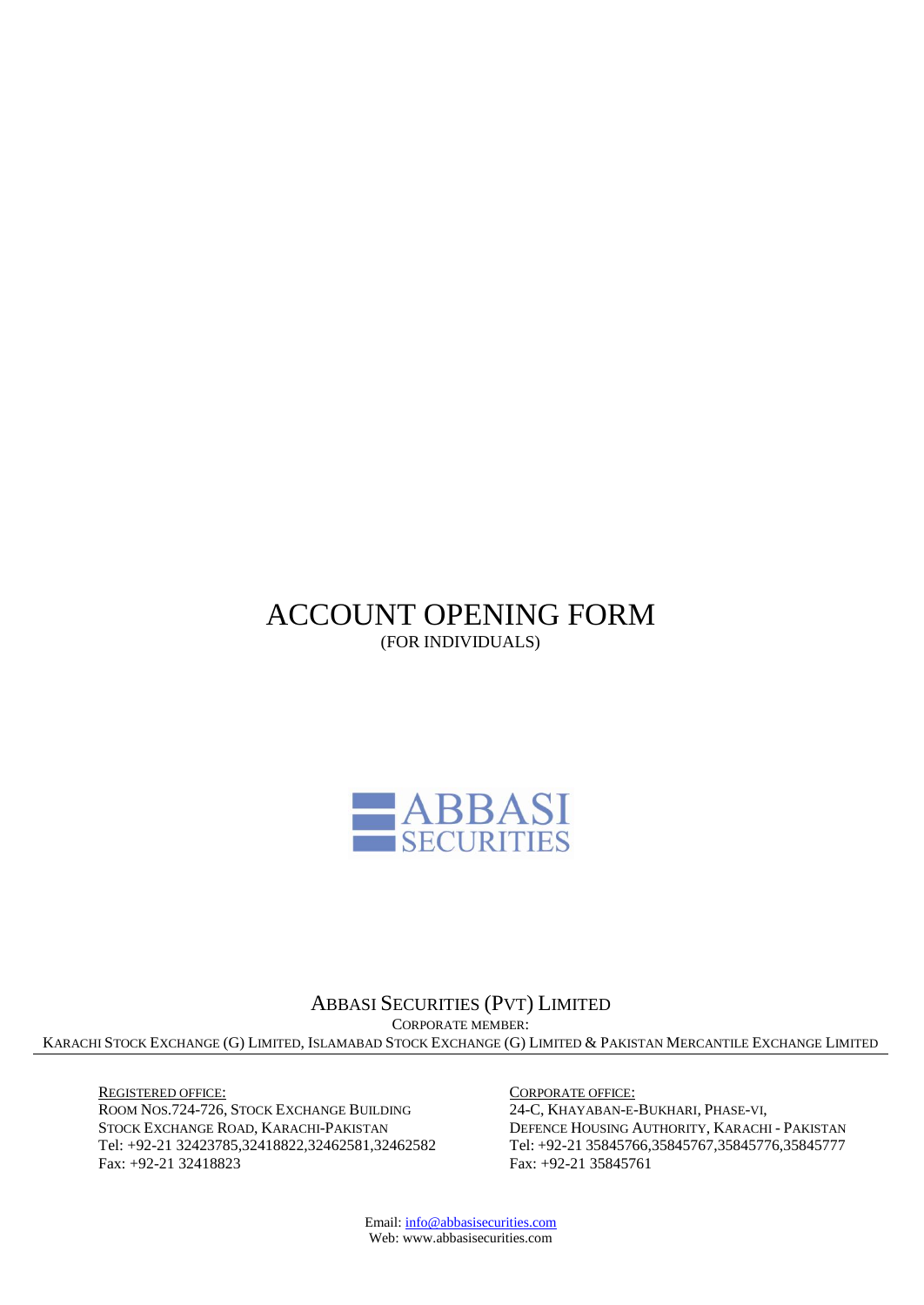# ACCOUNT OPENING FORM

(FOR INDIVIDUALS)

ABBASI SECURITIES

## ABBASI SECURITIES (PVT) LIMITED

CORPORATE MEMBER:

KARACHI STOCK EXCHANGE (G) LIMITED, ISLAMABAD STOCK EXCHANGE (G) LIMITED & PAKISTAN MERCANTILE EXCHANGE LIMITED

REGISTERED OFFICE:
ROOM NOS.724-726, STOCK EXCHANGE BUILDING
STOCK EXCHANGE ROAD, KARACHI-PAKISTAN
Tel: +92-21 32423785,32418822,32462581,32462582
Fax: +92-21 32418823

CORPORATE OFFICE:
24-C, KHAYABAN-E-BUKHARI, PHASE-VI,
DEFENCE HOUSING AUTHORITY, KARACHI - PAKISTAN
Tel: +92-21 35845766,35845767,35845776,35845777
Fax: +92-21 35845761

Email: info@abbasisecurities.com
Web: www.abbasisecurities.com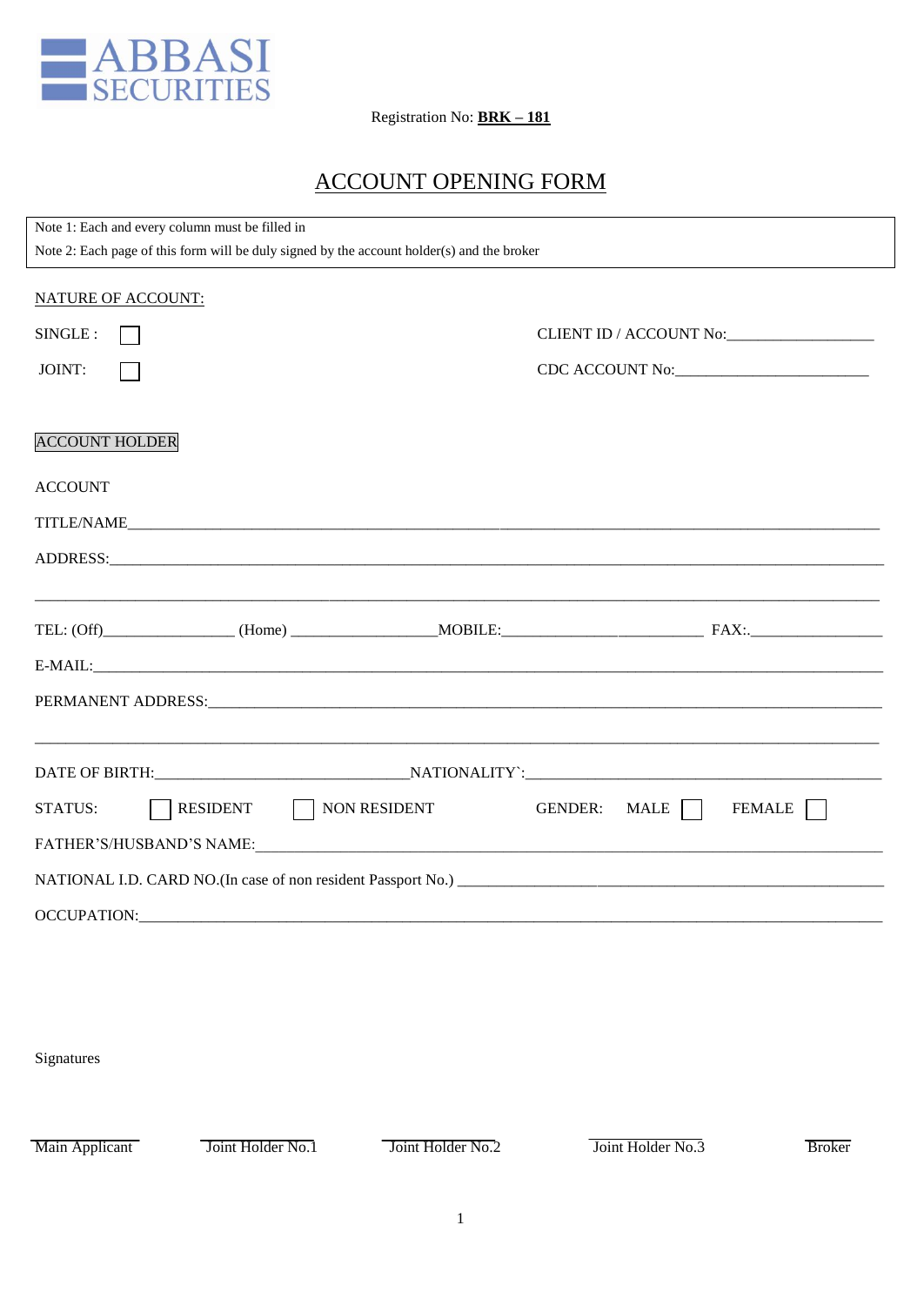ABBASI SECURITIES

Registration No: **BRK – 181**

# ACCOUNT OPENING FORM

Note 1: Each and every column must be filled in

Note 2: Each page of this form will be duly signed by the account holder(s) and the broker

NATURE OF ACCOUNT:

SINGLE : ☐ CLIENT ID / ACCOUNT No:__________________

JOINT: ☐ CDC ACCOUNT No:________________________

ACCOUNT HOLDER

ACCOUNT

TITLE/NAME_______________________________________________________________________________________

ADDRESS:_________________________________________________________________________________________

__________________________________________________________________________________________________

TEL: (Off)________________ (Home) __________________MOBILE:__________________________ FAX:._________________

E-MAIL:___________________________________________________________________________________________

PERMANENT ADDRESS:_______________________________________________________________________________

__________________________________________________________________________________________________

DATE OF BIRTH:_______________________________NATIONALITY`:_____________________________________________

STATUS: ☐ RESIDENT ☐ NON RESIDENT GENDER: MALE ☐ FEMALE ☐

FATHER'S/HUSBAND'S NAME:____________________________________________________________________________

NATIONAL I.D. CARD NO.(In case of non resident Passport No.) ______________________________________________________

OCCUPATION:______________________________________________________________________________________

Signatures

| Main Applicant | Joint Holder No.1 | Joint Holder No.2 | Joint Holder No.3 | Broker |
|---|---|---|---|---|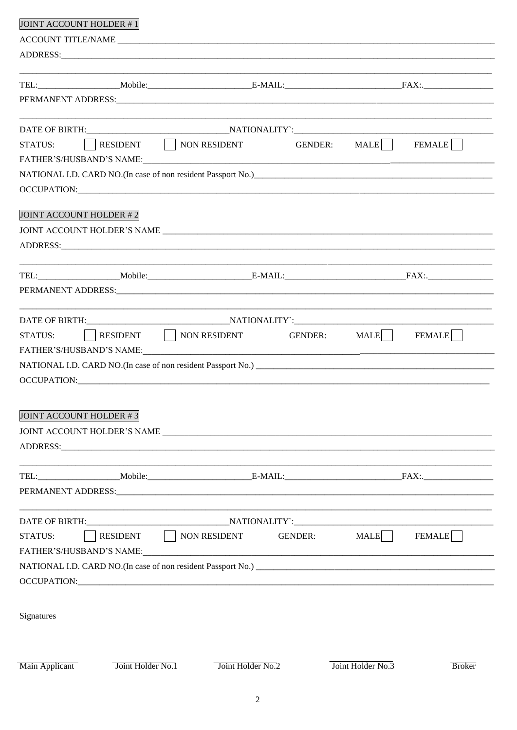JOINT ACCOUNT HOLDER # 1

ACCOUNT TITLE/NAME ____________________________________________

ADDRESS:____________________________________________

____________________________________________

TEL:__________ Mobile:__________ E-MAIL:__________ FAX:.__________

PERMANENT ADDRESS:____________________________________________

____________________________________________

DATE OF BIRTH:__________ NATIONALITY`:__________

STATUS: ☐ RESIDENT ☐ NON RESIDENT GENDER: MALE ☐ FEMALE ☐

FATHER'S/HUSBAND'S NAME:____________________________________________

NATIONAL I.D. CARD NO.(In case of non resident Passport No.)__________

OCCUPATION:____________________________________________

JOINT ACCOUNT HOLDER # 2

JOINT ACCOUNT HOLDER'S NAME ____________________________________________

ADDRESS:____________________________________________

____________________________________________

TEL:__________ Mobile:__________ E-MAIL:__________ FAX:.__________

PERMANENT ADDRESS:____________________________________________

____________________________________________

DATE OF BIRTH:__________ NATIONALITY`:__________

STATUS: ☐ RESIDENT ☐ NON RESIDENT GENDER: MALE ☐ FEMALE ☐

FATHER'S/HUSBAND'S NAME:____________________________________________

NATIONAL I.D. CARD NO.(In case of non resident Passport No.) __________

OCCUPATION:____________________________________________

JOINT ACCOUNT HOLDER # 3

JOINT ACCOUNT HOLDER'S NAME ____________________________________________

ADDRESS:____________________________________________

____________________________________________

TEL:__________ Mobile:__________ E-MAIL:__________ FAX:.__________

PERMANENT ADDRESS:____________________________________________

____________________________________________

DATE OF BIRTH:__________ NATIONALITY`:__________

STATUS: ☐ RESIDENT ☐ NON RESIDENT GENDER: MALE ☐ FEMALE ☐

FATHER'S/HUSBAND'S NAME:____________________________________________

NATIONAL I.D. CARD NO.(In case of non resident Passport No.) __________

OCCUPATION:____________________________________________

Signatures

| Main Applicant | Joint Holder No.1 | Joint Holder No.2 | Joint Holder No.3 | Broker |
|---|---|---|---|---|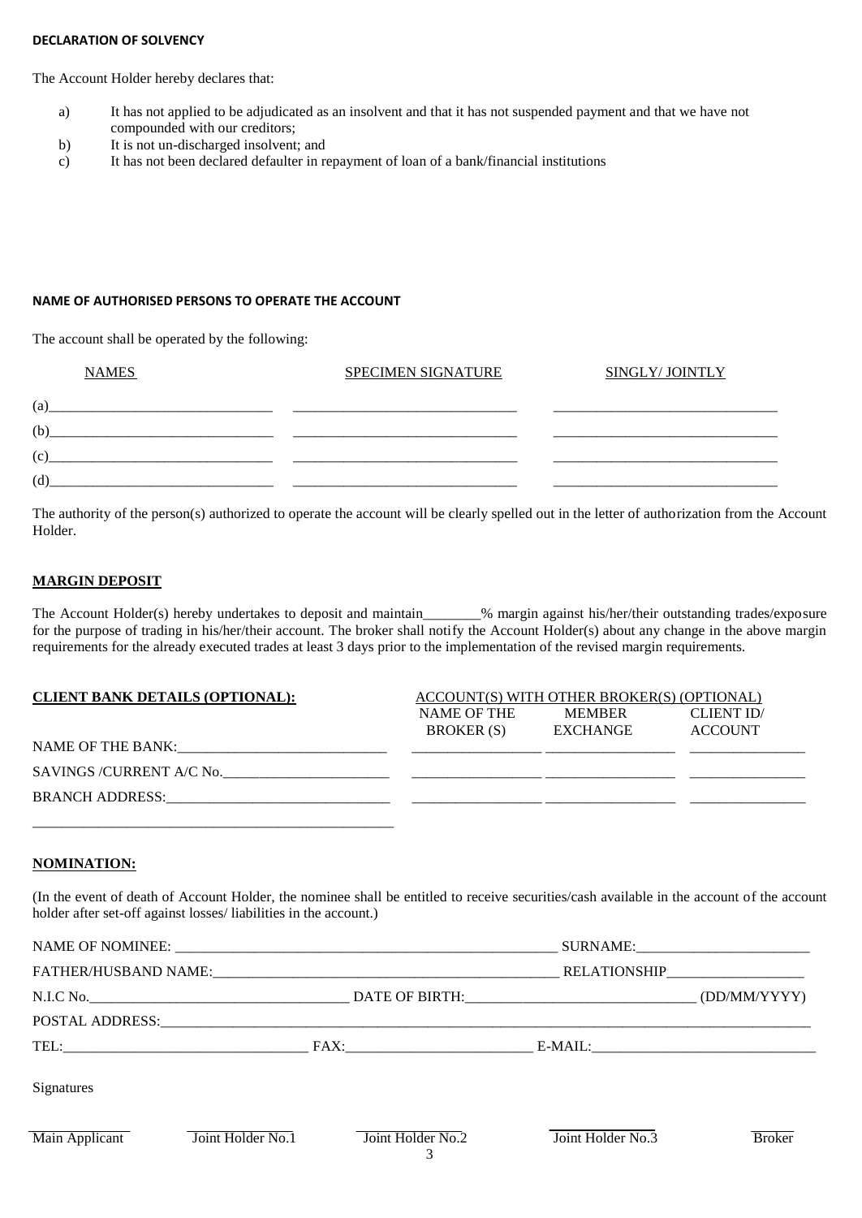**DECLARATION OF SOLVENCY**

The Account Holder hereby declares that:

a) It has not applied to be adjudicated as an insolvent and that it has not suspended payment and that we have not compounded with our creditors;
b) It is not un-discharged insolvent; and
c) It has not been declared defaulter in repayment of loan of a bank/financial institutions

**NAME OF AUTHORISED PERSONS TO OPERATE THE ACCOUNT**

The account shall be operated by the following:

| NAMES | SPECIMEN SIGNATURE | SINGLY/ JOINTLY |
|---|---|---|
| (a)________________ | ________________ | ________________ |
| (b)________________ | ________________ | ________________ |
| (c)________________ | ________________ | ________________ |
| (d)________________ | ________________ | ________________ |

The authority of the person(s) authorized to operate the account will be clearly spelled out in the letter of authorization from the Account Holder.

**MARGIN DEPOSIT**

The Account Holder(s) hereby undertakes to deposit and maintain________% margin against his/her/their outstanding trades/exposure for the purpose of trading in his/her/their account. The broker shall notify the Account Holder(s) about any change in the above margin requirements for the already executed trades at least 3 days prior to the implementation of the revised margin requirements.

**CLIENT BANK DETAILS (OPTIONAL):**

NAME OF THE BANK:____________________________

SAVINGS /CURRENT A/C No.______________________

BRANCH ADDRESS:_____________________________

__________________________________________________

ACCOUNT(S) WITH OTHER BROKER(S) (OPTIONAL)

| NAME OF THE BROKER (S) | MEMBER EXCHANGE | CLIENT ID/ ACCOUNT |
|---|---|---|
| ________________ | ________________ | ________________ |
| ________________ | ________________ | ________________ |
| ________________ | ________________ | ________________ |

**NOMINATION:**

(In the event of death of Account Holder, the nominee shall be entitled to receive securities/cash available in the account of the account holder after set-off against losses/ liabilities in the account.)

NAME OF NOMINEE: ____________________________________________ SURNAME:______________________

FATHER/HUSBAND NAME:_________________________________________ RELATIONSHIP__________________

N.I.C No.________________________________ DATE OF BIRTH:______________________________ (DD/MM/YYYY)

POSTAL ADDRESS:_____________________________________________________________________________

TEL:______________________________ FAX:________________________ E-MAIL:_____________________________

Signatures

| Main Applicant | Joint Holder No.1 | Joint Holder No.2 | Joint Holder No.3 | Broker |
|---|---|---|---|---|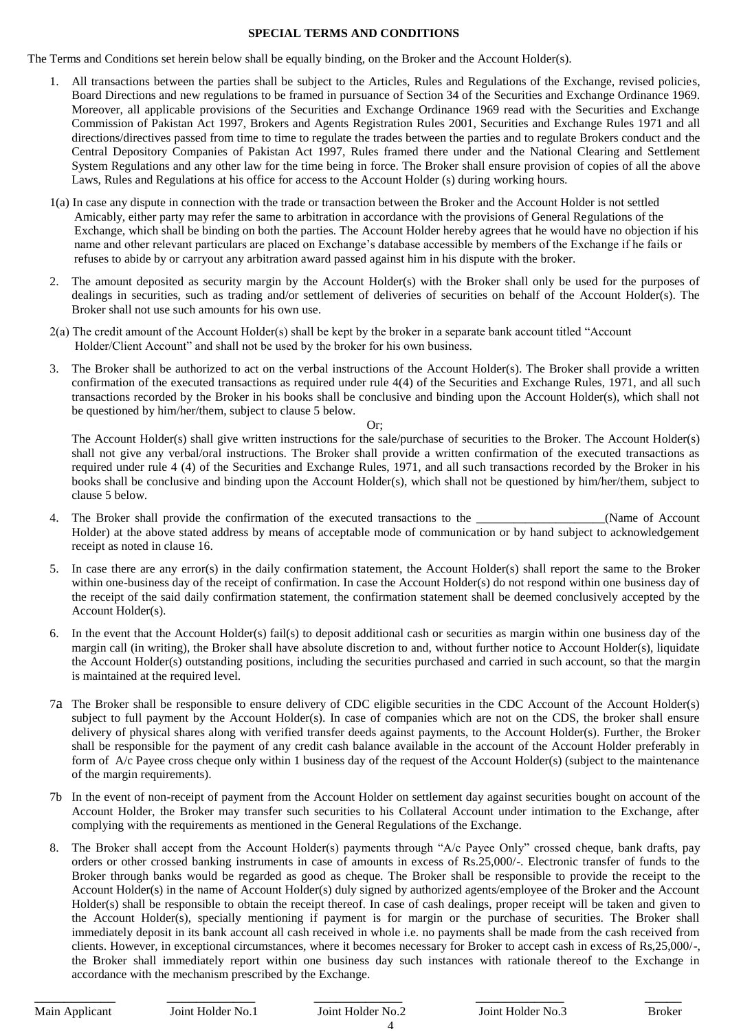**SPECIAL TERMS AND CONDITIONS**

The Terms and Conditions set herein below shall be equally binding, on the Broker and the Account Holder(s).

1. All transactions between the parties shall be subject to the Articles, Rules and Regulations of the Exchange, revised policies, Board Directions and new regulations to be framed in pursuance of Section 34 of the Securities and Exchange Ordinance 1969. Moreover, all applicable provisions of the Securities and Exchange Ordinance 1969 read with the Securities and Exchange Commission of Pakistan Act 1997, Brokers and Agents Registration Rules 2001, Securities and Exchange Rules 1971 and all directions/directives passed from time to time to regulate the trades between the parties and to regulate Brokers conduct and the Central Depository Companies of Pakistan Act 1997, Rules framed there under and the National Clearing and Settlement System Regulations and any other law for the time being in force. The Broker shall ensure provision of copies of all the above Laws, Rules and Regulations at his office for access to the Account Holder (s) during working hours.

1(a) In case any dispute in connection with the trade or transaction between the Broker and the Account Holder is not settled Amicably, either party may refer the same to arbitration in accordance with the provisions of General Regulations of the Exchange, which shall be binding on both the parties. The Account Holder hereby agrees that he would have no objection if his name and other relevant particulars are placed on Exchange's database accessible by members of the Exchange if he fails or refuses to abide by or carryout any arbitration award passed against him in his dispute with the broker.

2. The amount deposited as security margin by the Account Holder(s) with the Broker shall only be used for the purposes of dealings in securities, such as trading and/or settlement of deliveries of securities on behalf of the Account Holder(s). The Broker shall not use such amounts for his own use.

2(a) The credit amount of the Account Holder(s) shall be kept by the broker in a separate bank account titled "Account Holder/Client Account" and shall not be used by the broker for his own business.

3. The Broker shall be authorized to act on the verbal instructions of the Account Holder(s). The Broker shall provide a written confirmation of the executed transactions as required under rule 4(4) of the Securities and Exchange Rules, 1971, and all such transactions recorded by the Broker in his books shall be conclusive and binding upon the Account Holder(s), which shall not be questioned by him/her/them, subject to clause 5 below.

   Or;

   The Account Holder(s) shall give written instructions for the sale/purchase of securities to the Broker. The Account Holder(s) shall not give any verbal/oral instructions. The Broker shall provide a written confirmation of the executed transactions as required under rule 4 (4) of the Securities and Exchange Rules, 1971, and all such transactions recorded by the Broker in his books shall be conclusive and binding upon the Account Holder(s), which shall not be questioned by him/her/them, subject to clause 5 below.

4. The Broker shall provide the confirmation of the executed transactions to the \_\_\_\_\_\_\_\_\_\_\_\_\_\_\_\_\_\_\_\_(Name of Account Holder) at the above stated address by means of acceptable mode of communication or by hand subject to acknowledgement receipt as noted in clause 16.

5. In case there are any error(s) in the daily confirmation statement, the Account Holder(s) shall report the same to the Broker within one-business day of the receipt of confirmation. In case the Account Holder(s) do not respond within one business day of the receipt of the said daily confirmation statement, the confirmation statement shall be deemed conclusively accepted by the Account Holder(s).

6. In the event that the Account Holder(s) fail(s) to deposit additional cash or securities as margin within one business day of the margin call (in writing), the Broker shall have absolute discretion to and, without further notice to Account Holder(s), liquidate the Account Holder(s) outstanding positions, including the securities purchased and carried in such account, so that the margin is maintained at the required level.

7a The Broker shall be responsible to ensure delivery of CDC eligible securities in the CDC Account of the Account Holder(s) subject to full payment by the Account Holder(s). In case of companies which are not on the CDS, the broker shall ensure delivery of physical shares along with verified transfer deeds against payments, to the Account Holder(s). Further, the Broker shall be responsible for the payment of any credit cash balance available in the account of the Account Holder preferably in form of A/c Payee cross cheque only within 1 business day of the request of the Account Holder(s) (subject to the maintenance of the margin requirements).

7b In the event of non-receipt of payment from the Account Holder on settlement day against securities bought on account of the Account Holder, the Broker may transfer such securities to his Collateral Account under intimation to the Exchange, after complying with the requirements as mentioned in the General Regulations of the Exchange.

8. The Broker shall accept from the Account Holder(s) payments through "A/c Payee Only" crossed cheque, bank drafts, pay orders or other crossed banking instruments in case of amounts in excess of Rs.25,000/-. Electronic transfer of funds to the Broker through banks would be regarded as good as cheque. The Broker shall be responsible to provide the receipt to the Account Holder(s) in the name of Account Holder(s) duly signed by authorized agents/employee of the Broker and the Account Holder(s) shall be responsible to obtain the receipt thereof. In case of cash dealings, proper receipt will be taken and given to the Account Holder(s), specially mentioning if payment is for margin or the purchase of securities. The Broker shall immediately deposit in its bank account all cash received in whole i.e. no payments shall be made from the cash received from clients. However, in exceptional circumstances, where it becomes necessary for Broker to accept cash in excess of Rs,25,000/-, the Broker shall immediately report within one business day such instances with rationale thereof to the Exchange in accordance with the mechanism prescribed by the Exchange.

| \_\_\_\_\_\_\_\_\_\_ | \_\_\_\_\_\_\_\_\_\_ | \_\_\_\_\_\_\_\_\_\_ | \_\_\_\_\_\_\_\_\_\_ | \_\_\_\_\_\_ |
|---|---|---|---|---|
| Main Applicant | Joint Holder No.1 | Joint Holder No.2 | Joint Holder No.3 | Broker |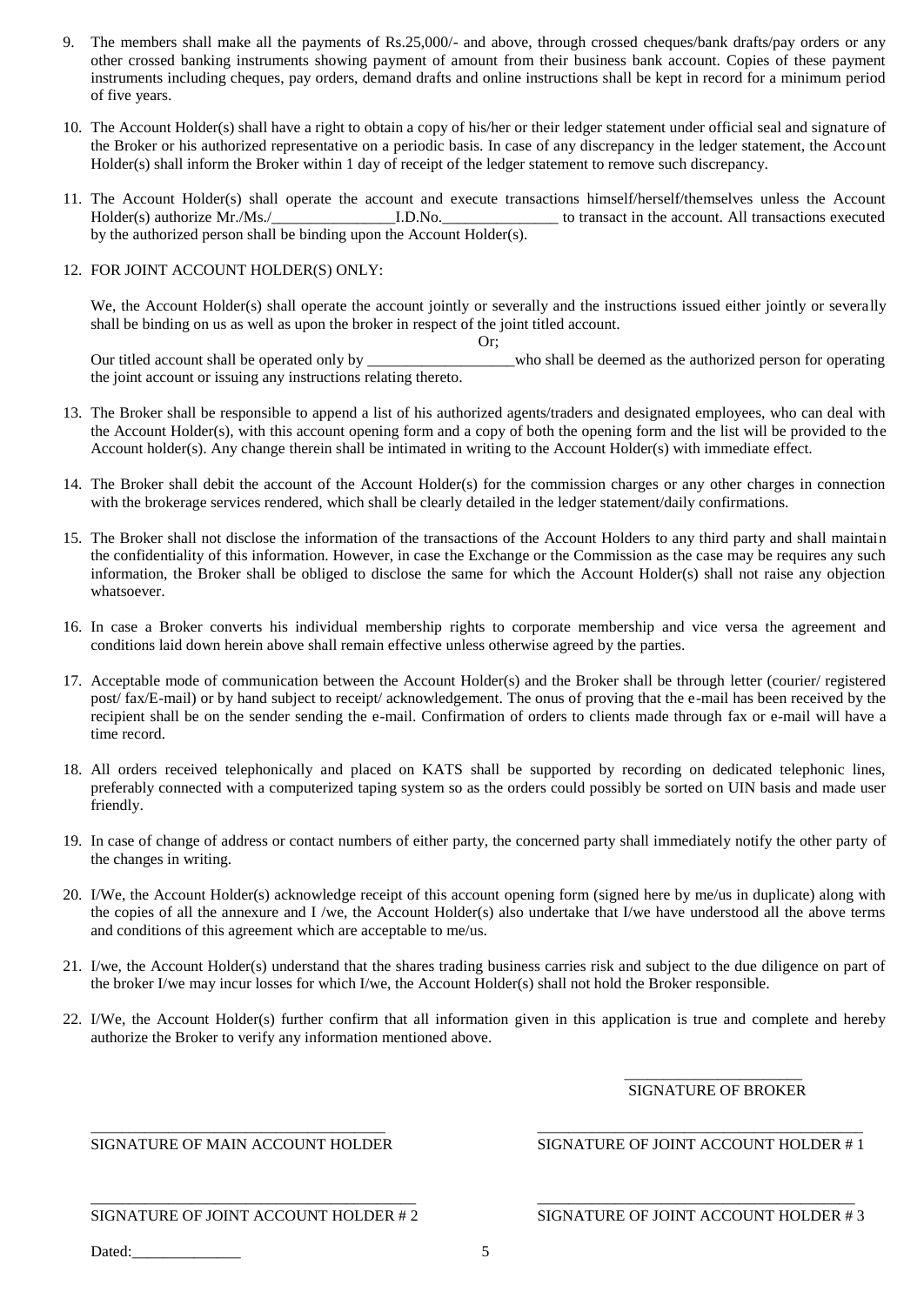9. The members shall make all the payments of Rs.25,000/- and above, through crossed cheques/bank drafts/pay orders or any other crossed banking instruments showing payment of amount from their business bank account. Copies of these payment instruments including cheques, pay orders, demand drafts and online instructions shall be kept in record for a minimum period of five years.

10. The Account Holder(s) shall have a right to obtain a copy of his/her or their ledger statement under official seal and signature of the Broker or his authorized representative on a periodic basis. In case of any discrepancy in the ledger statement, the Account Holder(s) shall inform the Broker within 1 day of receipt of the ledger statement to remove such discrepancy.

11. The Account Holder(s) shall operate the account and execute transactions himself/herself/themselves unless the Account Holder(s) authorize Mr./Ms./________________I.D.No._______________ to transact in the account. All transactions executed by the authorized person shall be binding upon the Account Holder(s).

12. FOR JOINT ACCOUNT HOLDER(S) ONLY:

    We, the Account Holder(s) shall operate the account jointly or severally and the instructions issued either jointly or severally shall be binding on us as well as upon the broker in respect of the joint titled account.

    Or;

    Our titled account shall be operated only by ___________________who shall be deemed as the authorized person for operating the joint account or issuing any instructions relating thereto.

13. The Broker shall be responsible to append a list of his authorized agents/traders and designated employees, who can deal with the Account Holder(s), with this account opening form and a copy of both the opening form and the list will be provided to the Account holder(s). Any change therein shall be intimated in writing to the Account Holder(s) with immediate effect.

14. The Broker shall debit the account of the Account Holder(s) for the commission charges or any other charges in connection with the brokerage services rendered, which shall be clearly detailed in the ledger statement/daily confirmations.

15. The Broker shall not disclose the information of the transactions of the Account Holders to any third party and shall maintain the confidentiality of this information. However, in case the Exchange or the Commission as the case may be requires any such information, the Broker shall be obliged to disclose the same for which the Account Holder(s) shall not raise any objection whatsoever.

16. In case a Broker converts his individual membership rights to corporate membership and vice versa the agreement and conditions laid down herein above shall remain effective unless otherwise agreed by the parties.

17. Acceptable mode of communication between the Account Holder(s) and the Broker shall be through letter (courier/ registered post/ fax/E-mail) or by hand subject to receipt/ acknowledgement. The onus of proving that the e-mail has been received by the recipient shall be on the sender sending the e-mail. Confirmation of orders to clients made through fax or e-mail will have a time record.

18. All orders received telephonically and placed on KATS shall be supported by recording on dedicated telephonic lines, preferably connected with a computerized taping system so as the orders could possibly be sorted on UIN basis and made user friendly.

19. In case of change of address or contact numbers of either party, the concerned party shall immediately notify the other party of the changes in writing.

20. I/We, the Account Holder(s) acknowledge receipt of this account opening form (signed here by me/us in duplicate) along with the copies of all the annexure and I /we, the Account Holder(s) also undertake that I/we have understood all the above terms and conditions of this agreement which are acceptable to me/us.

21. I/we, the Account Holder(s) understand that the shares trading business carries risk and subject to the due diligence on part of the broker I/we may incur losses for which I/we, the Account Holder(s) shall not hold the Broker responsible.

22. I/We, the Account Holder(s) further confirm that all information given in this application is true and complete and hereby authorize the Broker to verify any information mentioned above.

_______________________
SIGNATURE OF BROKER

_____________________________________
SIGNATURE OF MAIN ACCOUNT HOLDER

_____________________________________
SIGNATURE OF JOINT ACCOUNT HOLDER # 1

_____________________________________
SIGNATURE OF JOINT ACCOUNT HOLDER # 2

_____________________________________
SIGNATURE OF JOINT ACCOUNT HOLDER # 3

Dated:______________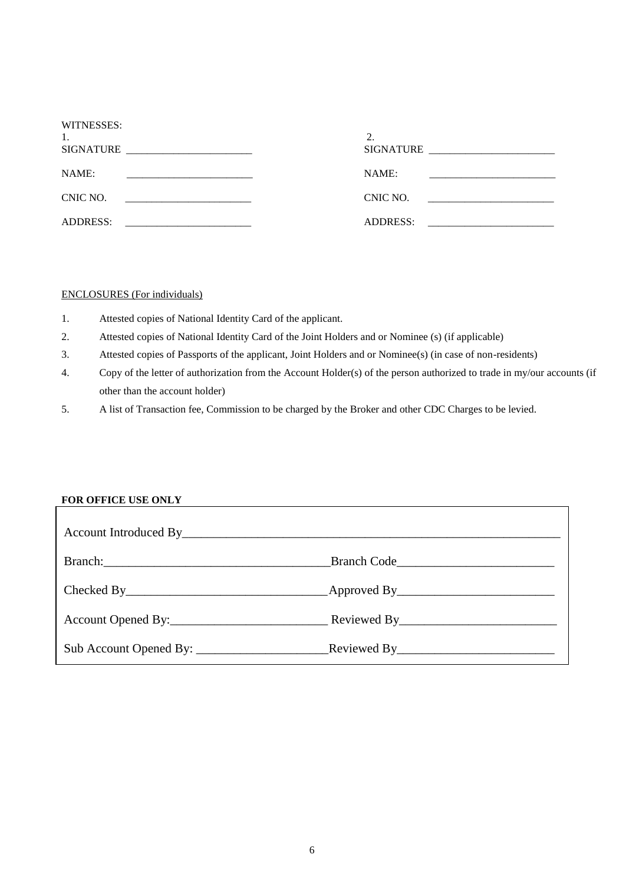WITNESSES:

| 1. | | 2. | |
|---|---|---|---|
| SIGNATURE | ________________________ | SIGNATURE | ________________________ |
| NAME: | ________________________ | NAME: | ________________________ |
| CNIC NO. | ________________________ | CNIC NO. | ________________________ |
| ADDRESS: | ________________________ | ADDRESS: | ________________________ |

<u>ENCLOSURES (For individuals)</u>

1. Attested copies of National Identity Card of the applicant.
2. Attested copies of National Identity Card of the Joint Holders and or Nominee (s) (if applicable)
3. Attested copies of Passports of the applicant, Joint Holders and or Nominee(s) (in case of non-residents)
4. Copy of the letter of authorization from the Account Holder(s) of the person authorized to trade in my/our accounts (if other than the account holder)
5. A list of Transaction fee, Commission to be charged by the Broker and other CDC Charges to be levied.

**FOR OFFICE USE ONLY**

| | |
|---|---|
| Account Introduced By________________________________ | |
| Branch:________________________ | Branch Code________________________ |
| Checked By________________________ | Approved By________________________ |
| Account Opened By:________________________ | Reviewed By________________________ |
| Sub Account Opened By: ________________________ | Reviewed By________________________ |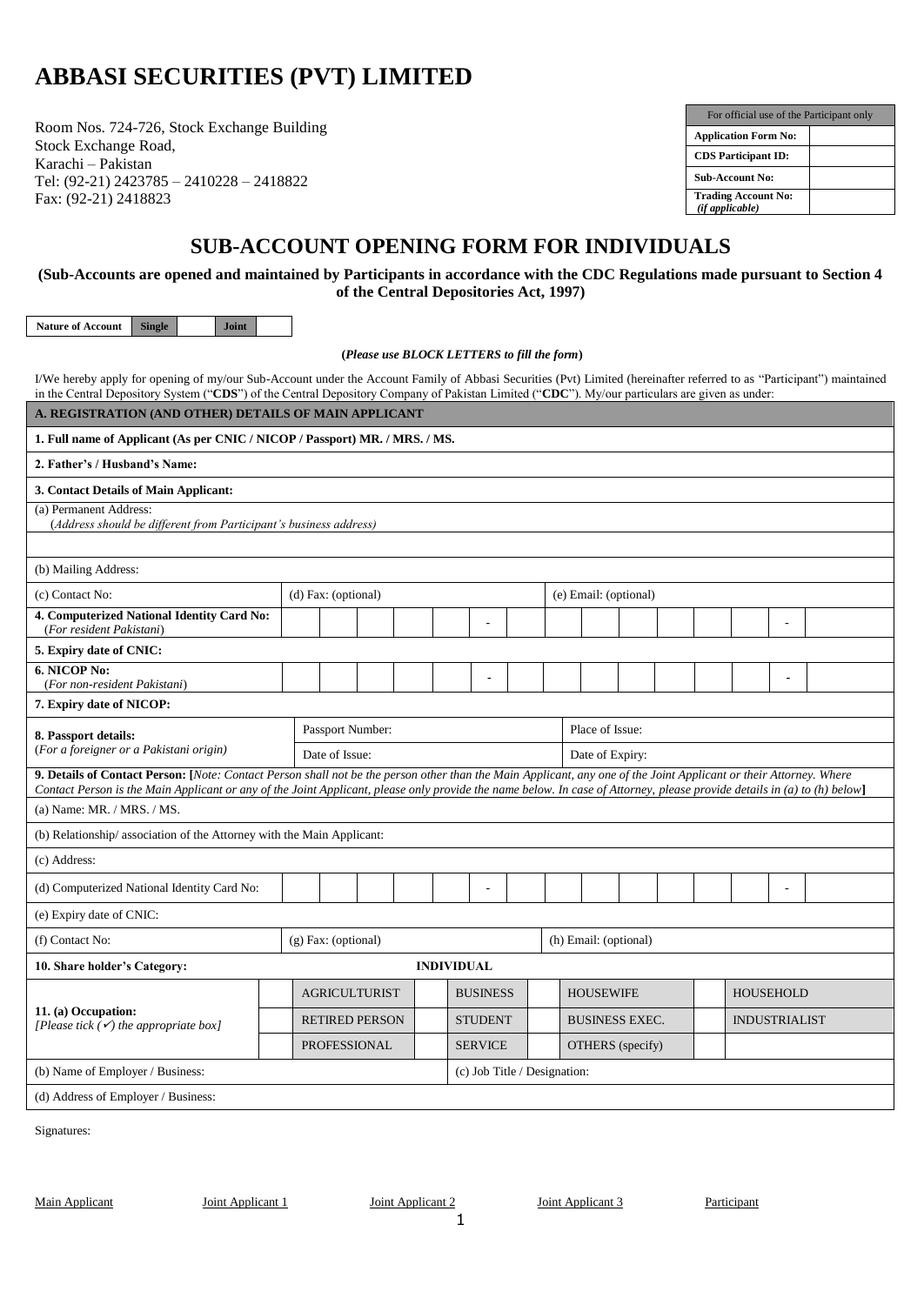# ABBASI SECURITIES (PVT) LIMITED

Room Nos. 724-726, Stock Exchange Building
Stock Exchange Road,
Karachi – Pakistan
Tel: (92-21) 2423785 – 2410228 – 2418822
Fax: (92-21) 2418823

| For official use of the Participant only | |
|---|---|
| **Application Form No:** | |
| **CDS Participant ID:** | |
| **Sub-Account No:** | |
| **Trading Account No:** *(if applicable)* | |

## SUB-ACCOUNT OPENING FORM FOR INDIVIDUALS

**(Sub-Accounts are opened and maintained by Participants in accordance with the CDC Regulations made pursuant to Section 4 of the Central Depositories Act, 1997)**

| **Nature of Account** | **Single** | | **Joint** | |
|---|---|---|---|---|

**(*Please use BLOCK LETTERS to fill the form*)**

I/We hereby apply for opening of my/our Sub-Account under the Account Family of Abbasi Securities (Pvt) Limited (hereinafter referred to as "Participant") maintained in the Central Depository System ("**CDS**") of the Central Depository Company of Pakistan Limited ("**CDC**"). My/our particulars are given as under:

| **A. REGISTRATION (AND OTHER) DETAILS OF MAIN APPLICANT** | | |
|---|---|---|
| **1. Full name of Applicant (As per CNIC / NICOP / Passport) MR. / MRS. / MS.** | | |
| **2. Father's / Husband's Name:** | | |
| **3. Contact Details of Main Applicant:** | | |
| (a) Permanent Address: (*Address should be different from Participant's business address)* | | |
| | | |
| (b) Mailing Address: | | |
| (c) Contact No: | (d) Fax: (optional) | (e) Email: (optional) |
| **4. Computerized National Identity Card No:** (*For resident Pakistani*) | _ _ _ _ _ - _ _ _ _ _ _ _ - _ | |
| **5. Expiry date of CNIC:** | | |
| **6. NICOP No:** (*For non-resident Pakistani*) | _ _ _ _ _ - _ _ _ _ _ _ _ - _ | |
| **7. Expiry date of NICOP:** | | |
| **8. Passport details:** (*For a foreigner or a Pakistani origin)* | Passport Number: | Place of Issue: |
| | Date of Issue: | Date of Expiry: |
| **9. Details of Contact Person: [***Note: Contact Person shall not be the person other than the Main Applicant, any one of the Joint Applicant or their Attorney. Where Contact Person is the Main Applicant or any of the Joint Applicant, please only provide the name below. In case of Attorney, please provide details in (a) to (h) below***]** | | |
| (a) Name: MR. / MRS. / MS. | | |
| (b) Relationship/ association of the Attorney with the Main Applicant: | | |
| (c) Address: | | |
| (d) Computerized National Identity Card No: | _ _ _ _ _ - _ _ _ _ _ _ _ - _ | |
| (e) Expiry date of CNIC: | | |
| (f) Contact No: | (g) Fax: (optional) | (h) Email: (optional) |
| **10. Share holder's Category:** | **INDIVIDUAL** | |

| **11. (a) Occupation:** *[Please tick (✓) the appropriate box]* | | | | |
|---|---|---|---|---|
| | ☐ AGRICULTURIST | ☐ BUSINESS | ☐ HOUSEWIFE | ☐ HOUSEHOLD |
| | ☐ RETIRED PERSON | ☐ STUDENT | ☐ BUSINESS EXEC. | ☐ INDUSTRIALIST |
| | ☐ PROFESSIONAL | ☐ SERVICE | ☐ OTHERS (specify) | |

| (b) Name of Employer / Business: | (c) Job Title / Designation: |
|---|---|
| (d) Address of Employer / Business: | |

Signatures:

Main Applicant | Joint Applicant 1 | Joint Applicant 2 | Joint Applicant 3 | Participant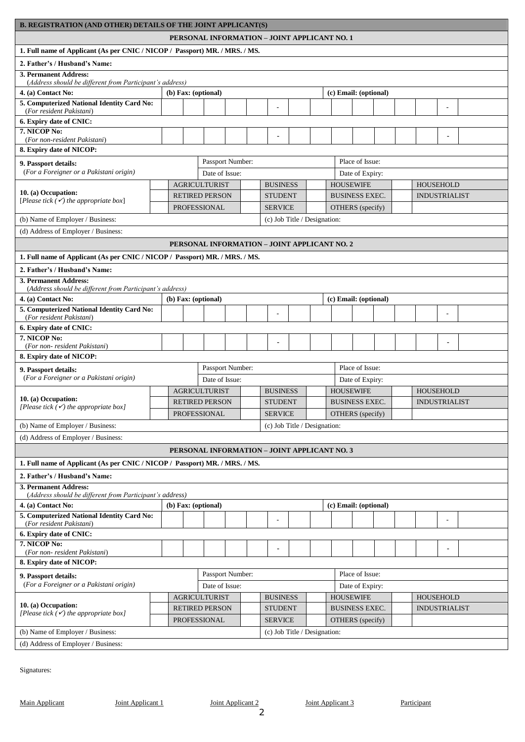## B. REGISTRATION (AND OTHER) DETAILS OF THE JOINT APPLICANT(S)

### PERSONAL INFORMATION – JOINT APPLICANT NO. 1

| | | | |
|---|---|---|---|
| **1. Full name of Applicant (As per CNIC / NICOP / Passport) MR. / MRS. / MS.** | | | |
| **2. Father's / Husband's Name:** | | | |
| **3. Permanent Address:** (*Address should be different from Participant's address*) | | | |
| **4. (a) Contact No:** | **(b) Fax: (optional)** | | **(c) Email: (optional)** |
| **5. Computerized National Identity Card No:** (*For resident Pakistani*) | - | | - |
| **6. Expiry date of CNIC:** | | | |
| **7. NICOP No:** (*For non-resident Pakistani*) | - | | - |
| **8. Expiry date of NICOP:** | | | |
| **9. Passport details:** (*For a Foreigner or a Pakistani origin)* | Passport Number: | | Place of Issue: |
| | Date of Issue: | | Date of Expiry: |
| **10. (a) Occupation:** [*Please tick (✓) the appropriate box*] | AGRICULTURIST | BUSINESS | HOUSEWIFE / HOUSEHOLD |
| | RETIRED PERSON | STUDENT | BUSINESS EXEC. / INDUSTRIALIST |
| | PROFESSIONAL | SERVICE | OTHERS (specify) |
| (b) Name of Employer / Business: | | (c) Job Title / Designation: | |
| (d) Address of Employer / Business: | | | |

### PERSONAL INFORMATION – JOINT APPLICANT NO. 2

| | | | |
|---|---|---|---|
| **1. Full name of Applicant (As per CNIC / NICOP / Passport) MR. / MRS. / MS.** | | | |
| **2. Father's / Husband's Name:** | | | |
| **3. Permanent Address:** (*Address should be different from Participant's address*) | | | |
| **4. (a) Contact No:** | **(b) Fax: (optional)** | | **(c) Email: (optional)** |
| **5. Computerized National Identity Card No:** (*For resident Pakistani*) | - | | - |
| **6. Expiry date of CNIC:** | | | |
| **7. NICOP No:** (*For non- resident Pakistani*) | - | | - |
| **8. Expiry date of NICOP:** | | | |
| **9. Passport details:** (*For a Foreigner or a Pakistani origin)* | Passport Number: | | Place of Issue: |
| | Date of Issue: | | Date of Expiry: |
| **10. (a) Occupation:** [*Please tick (✓) the appropriate box*] | AGRICULTURIST | BUSINESS | HOUSEWIFE / HOUSEHOLD |
| | RETIRED PERSON | STUDENT | BUSINESS EXEC. / INDUSTRIALIST |
| | PROFESSIONAL | SERVICE | OTHERS (specify) |
| (b) Name of Employer / Business: | | (c) Job Title / Designation: | |
| (d) Address of Employer / Business: | | | |

### PERSONAL INFORMATION – JOINT APPLICANT NO. 3

| | | | |
|---|---|---|---|
| **1. Full name of Applicant (As per CNIC / NICOP / Passport) MR. / MRS. / MS.** | | | |
| **2. Father's / Husband's Name:** | | | |
| **3. Permanent Address:** (*Address should be different from Participant's address*) | | | |
| **4. (a) Contact No:** | **(b) Fax: (optional)** | | **(c) Email: (optional)** |
| **5. Computerized National Identity Card No:** (*For resident Pakistani*) | - | | - |
| **6. Expiry date of CNIC:** | | | |
| **7. NICOP No:** (*For non- resident Pakistani*) | - | | - |
| **8. Expiry date of NICOP:** | | | |
| **9. Passport details:** (*For a Foreigner or a Pakistani origin)* | Passport Number: | | Place of Issue: |
| | Date of Issue: | | Date of Expiry: |
| **10. (a) Occupation:** [*Please tick (✓) the appropriate box*] | AGRICULTURIST | BUSINESS | HOUSEWIFE / HOUSEHOLD |
| | RETIRED PERSON | STUDENT | BUSINESS EXEC. / INDUSTRIALIST |
| | PROFESSIONAL | SERVICE | OTHERS (specify) |
| (b) Name of Employer / Business: | | (c) Job Title / Designation: | |
| (d) Address of Employer / Business: | | | |

Signatures:

Main Applicant &nbsp;&nbsp;&nbsp; Joint Applicant 1 &nbsp;&nbsp;&nbsp; Joint Applicant 2 &nbsp;&nbsp;&nbsp; Joint Applicant 3 &nbsp;&nbsp;&nbsp; Participant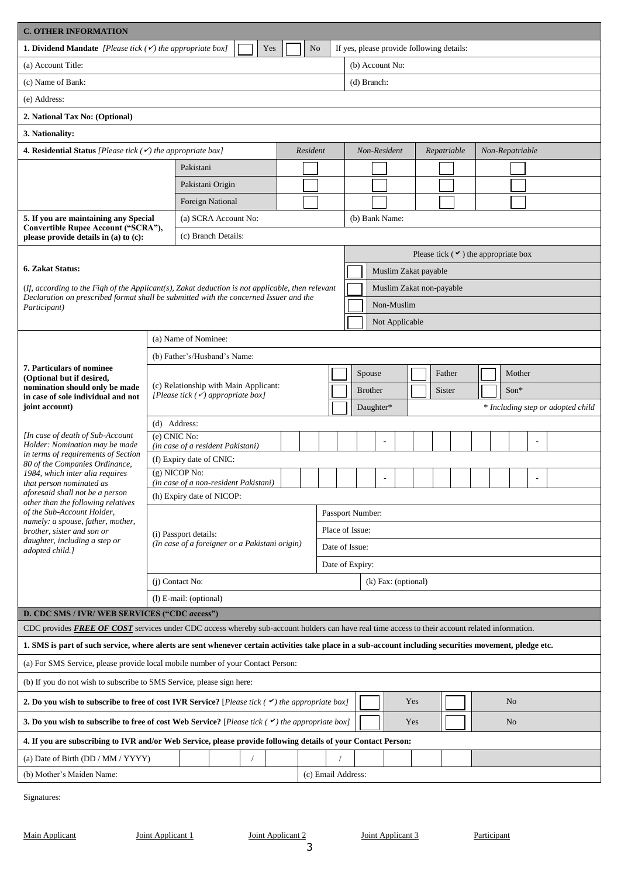## C. OTHER INFORMATION

**1. Dividend Mandate** *[Please tick (✓) the appropriate box]* ☐ Yes ☐ No — If yes, please provide following details:

| | |
|---|---|
| (a) Account Title: | (b) Account No: |
| (c) Name of Bank: | (d) Branch: |
| (e) Address: | |

**2. National Tax No: (Optional)**

**3. Nationality:**

**4. Residential Status** *[Please tick (✓) the appropriate box]*

| | *Resident* | *Non-Resident* | *Repatriable* | *Non-Repatriable* |
|---|---|---|---|---|
| Pakistani | ☐ | ☐ | ☐ | ☐ |
| Pakistani Origin | ☐ | ☐ | ☐ | ☐ |
| Foreign National | ☐ | ☐ | ☐ | ☐ |

**5. If you are maintaining any Special Convertible Rupee Account ("SCRA"), please provide details in (a) to (c):**

| | |
|---|---|
| (a) SCRA Account No: | (b) Bank Name: |
| (c) Branch Details: | |

**6. Zakat Status:**

*(If, according to the Fiqh of the Applicant(s), Zakat deduction is not applicable, then relevant Declaration on prescribed format shall be submitted with the concerned Issuer and the Participant)*

Please tick (✓) the appropriate box

- ☐ Muslim Zakat payable
- ☐ Muslim Zakat non-payable
- ☐ Non-Muslim
- ☐ Not Applicable

**7. Particulars of nominee (Optional but if desired, nomination should only be made in case of sole individual and not joint account)**

*[In case of death of Sub-Account Holder: Nomination may be made in terms of requirements of Section 80 of the Companies Ordinance, 1984, which inter alia requires that person nominated as aforesaid shall not be a person other than the following relatives of the Sub-Account Holder, namely: a spouse, father, mother, brother, sister and son or daughter, including a step or adopted child.]*

(a) Name of Nominee:

(b) Father's/Husband's Name:

(c) Relationship with Main Applicant: *[Please tick (✓) appropriate box]*

☐ Spouse ☐ Father ☐ Mother ☐ Brother ☐ Sister ☐ Son* ☐ Daughter*

*\* Including step or adopted child*

(d) Address:

(e) CNIC No: *(in case of a resident Pakistani)* ☐☐☐☐☐ - ☐☐☐☐☐☐☐ - ☐

(f) Expiry date of CNIC:

(g) NICOP No: *(in case of a non-resident Pakistani)* ☐☐☐☐☐ - ☐☐☐☐☐☐☐ - ☐

(h) Expiry date of NICOP:

(i) Passport details: *(In case of a foreigner or a Pakistani origin)*

- Passport Number:
- Place of Issue:
- Date of Issue:
- Date of Expiry:

(j) Contact No: (k) Fax: (optional)

(l) E-mail: (optional)

## D. CDC SMS / IVR/ WEB SERVICES ("CDC *a*ccess")

CDC provides ***FREE OF COST*** services under CDC *a*ccess whereby sub-account holders can have real time access to their account related information.

**1. SMS is part of such service, where alerts are sent whenever certain activities take place in a sub-account including securities movement, pledge etc.**

(a) For SMS Service, please provide local mobile number of your Contact Person:

(b) If you do not wish to subscribe to SMS Service, please sign here:

**2. Do you wish to subscribe to free of cost IVR Service?** [*Please tick (✓) the appropriate box*] ☐ Yes ☐ No

**3. Do you wish to subscribe to free of cost Web Service?** [*Please tick (✓) the appropriate box*] ☐ Yes ☐ No

**4. If you are subscribing to IVR and/or Web Service, please provide following details of your Contact Person:**

(a) Date of Birth (DD / MM / YYYY) ☐☐ / ☐☐ / ☐☐☐☐

(b) Mother's Maiden Name: (c) Email Address:

Signatures:

Main Applicant Joint Applicant 1 Joint Applicant 2 Joint Applicant 3 Participant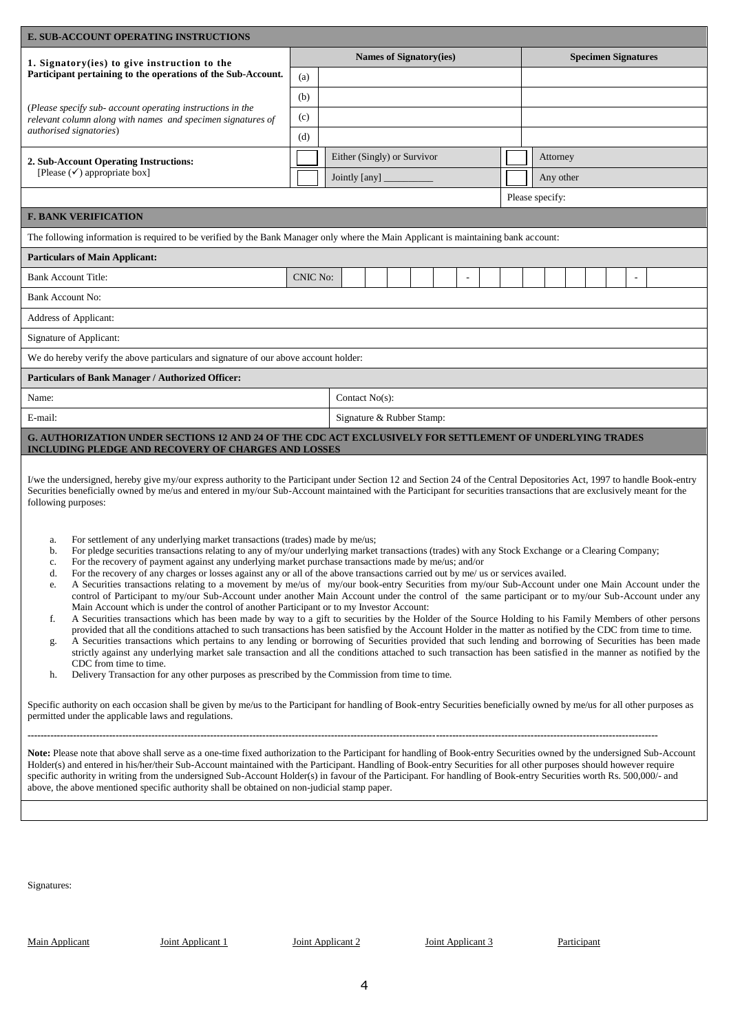## E. SUB-ACCOUNT OPERATING INSTRUCTIONS

| 1. Signatory(ies) to give instruction to the Participant pertaining to the operations of the Sub-Account. | | Names of Signatory(ies) | Specimen Signatures |
|---|---|---|---|
| *(Please specify sub- account operating instructions in the relevant column along with names and specimen signatures of authorised signatories)* | (a) | | |
| | (b) | | |
| | (c) | | |
| | (d) | | |

| 2. Sub-Account Operating Instructions: [Please (✓) appropriate box] | | | | |
|---|---|---|---|---|
| | ☐ | Either (Singly) or Survivor | ☐ | Attorney |
| | ☐ | Jointly [any] _________ | ☐ | Any other |
| | | | | Please specify: |

## F. BANK VERIFICATION

The following information is required to be verified by the Bank Manager only where the Main Applicant is maintaining bank account:

**Particulars of Main Applicant:**

| | |
|---|---|
| Bank Account Title: | CNIC No: ☐☐☐☐☐ - ☐☐☐☐☐☐☐ - ☐ |
| Bank Account No: | |
| Address of Applicant: | |
| Signature of Applicant: | |

We do hereby verify the above particulars and signature of our above account holder:

**Particulars of Bank Manager / Authorized Officer:**

| | |
|---|---|
| Name: | Contact No(s): |
| E-mail: | Signature & Rubber Stamp: |

## G. AUTHORIZATION UNDER SECTIONS 12 AND 24 OF THE CDC ACT EXCLUSIVELY FOR SETTLEMENT OF UNDERLYING TRADES INCLUDING PLEDGE AND RECOVERY OF CHARGES AND LOSSES

I/we the undersigned, hereby give my/our express authority to the Participant under Section 12 and Section 24 of the Central Depositories Act, 1997 to handle Book-entry Securities beneficially owned by me/us and entered in my/our Sub-Account maintained with the Participant for securities transactions that are exclusively meant for the following purposes:

a. For settlement of any underlying market transactions (trades) made by me/us;
b. For pledge securities transactions relating to any of my/our underlying market transactions (trades) with any Stock Exchange or a Clearing Company;
c. For the recovery of payment against any underlying market purchase transactions made by me/us; and/or
d. For the recovery of any charges or losses against any or all of the above transactions carried out by me/ us or services availed.
e. A Securities transactions relating to a movement by me/us of my/our book-entry Securities from my/our Sub-Account under one Main Account under the control of Participant to my/our Sub-Account under another Main Account under the control of the same participant or to my/our Sub-Account under any Main Account which is under the control of another Participant or to my Investor Account:
f. A Securities transactions which has been made by way to a gift to securities by the Holder of the Source Holding to his Family Members of other persons provided that all the conditions attached to such transactions has been satisfied by the Account Holder in the matter as notified by the CDC from time to time.
g. A Securities transactions which pertains to any lending or borrowing of Securities provided that such lending and borrowing of Securities has been made strictly against any underlying market sale transaction and all the conditions attached to such transaction has been satisfied in the manner as notified by the CDC from time to time.
h. Delivery Transaction for any other purposes as prescribed by the Commission from time to time.

Specific authority on each occasion shall be given by me/us to the Participant for handling of Book-entry Securities beneficially owned by me/us for all other purposes as permitted under the applicable laws and regulations.

---

**Note:** Please note that above shall serve as a one-time fixed authorization to the Participant for handling of Book-entry Securities owned by the undersigned Sub-Account Holder(s) and entered in his/her/their Sub-Account maintained with the Participant. Handling of Book-entry Securities for all other purposes should however require specific authority in writing from the undersigned Sub-Account Holder(s) in favour of the Participant. For handling of Book-entry Securities worth Rs. 500,000/- and above, the above mentioned specific authority shall be obtained on non-judicial stamp paper.

Signatures:

Main Applicant     Joint Applicant 1     Joint Applicant 2     Joint Applicant 3     Participant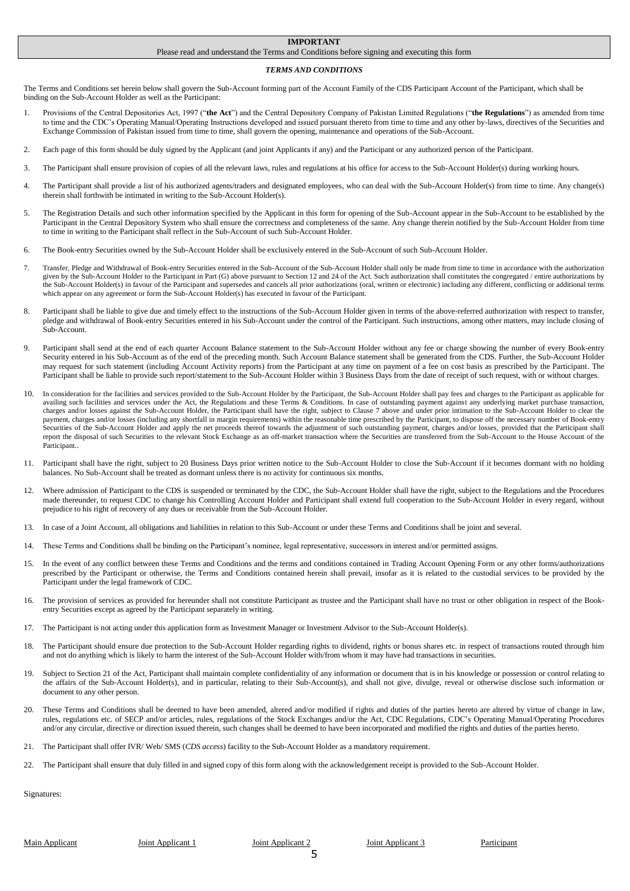**IMPORTANT**

Please read and understand the Terms and Conditions before signing and executing this form

***TERMS AND CONDITIONS***

The Terms and Conditions set herein below shall govern the Sub-Account forming part of the Account Family of the CDS Participant Account of the Participant, which shall be binding on the Sub-Account Holder as well as the Participant:

1. Provisions of the Central Depositories Act, 1997 ("**the Act**") and the Central Depository Company of Pakistan Limited Regulations ("**the Regulations**") as amended from time to time and the CDC's Operating Manual/Operating Instructions developed and issued pursuant thereto from time to time and any other by-laws, directives of the Securities and Exchange Commission of Pakistan issued from time to time, shall govern the opening, maintenance and operations of the Sub-Account.

2. Each page of this form should be duly signed by the Applicant (and joint Applicants if any) and the Participant or any authorized person of the Participant.

3. The Participant shall ensure provision of copies of all the relevant laws, rules and regulations at his office for access to the Sub-Account Holder(s) during working hours.

4. The Participant shall provide a list of his authorized agents/traders and designated employees, who can deal with the Sub-Account Holder(s) from time to time. Any change(s) therein shall forthwith be intimated in writing to the Sub-Account Holder(s).

5. The Registration Details and such other information specified by the Applicant in this form for opening of the Sub-Account appear in the Sub-Account to be established by the Participant in the Central Depository System who shall ensure the correctness and completeness of the same. Any change therein notified by the Sub-Account Holder from time to time in writing to the Participant shall reflect in the Sub-Account of such Sub-Account Holder.

6. The Book-entry Securities owned by the Sub-Account Holder shall be exclusively entered in the Sub-Account of such Sub-Account Holder.

7. Transfer, Pledge and Withdrawal of Book-entry Securities entered in the Sub-Account of the Sub-Account Holder shall only be made from time to time in accordance with the authorization given by the Sub-Account Holder to the Participant in Part (G) above pursuant to Section 12 and 24 of the Act. Such authorization shall constitutes the congregated / entire authorizations by the Sub-Account Holder(s) in favour of the Participant and supersedes and cancels all prior authorizations (oral, written or electronic) including any different, conflicting or additional terms which appear on any agreement or form the Sub-Account Holder(s) has executed in favour of the Participant.

8. Participant shall be liable to give due and timely effect to the instructions of the Sub-Account Holder given in terms of the above-referred authorization with respect to transfer, pledge and withdrawal of Book-entry Securities entered in his Sub-Account under the control of the Participant. Such instructions, among other matters, may include closing of Sub-Account.

9. Participant shall send at the end of each quarter Account Balance statement to the Sub-Account Holder without any fee or charge showing the number of every Book-entry Security entered in his Sub-Account as of the end of the preceding month. Such Account Balance statement shall be generated from the CDS. Further, the Sub-Account Holder may request for such statement (including Account Activity reports) from the Participant at any time on payment of a fee on cost basis as prescribed by the Participant. The Participant shall be liable to provide such report/statement to the Sub-Account Holder within 3 Business Days from the date of receipt of such request, with or without charges.

10. In consideration for the facilities and services provided to the Sub-Account Holder by the Participant, the Sub-Account Holder shall pay fees and charges to the Participant as applicable for availing such facilities and services under the Act, the Regulations and these Terms & Conditions. In case of outstanding payment against any underlying market purchase transaction, charges and/or losses against the Sub-Account Holder, the Participant shall have the right, subject to Clause 7 above and under prior intimation to the Sub-Account Holder to clear the payment, charges and/or losses (including any shortfall in margin requirements) within the reasonable time prescribed by the Participant, to dispose off the necessary number of Book-entry Securities of the Sub-Account Holder and apply the net proceeds thereof towards the adjustment of such outstanding payment, charges and/or losses, provided that the Participant shall report the disposal of such Securities to the relevant Stock Exchange as an off-market transaction where the Securities are transferred from the Sub-Account to the House Account of the Participant..

11. Participant shall have the right, subject to 20 Business Days prior written notice to the Sub-Account Holder to close the Sub-Account if it becomes dormant with no holding balances. No Sub-Account shall be treated as dormant unless there is no activity for continuous six months.

12. Where admission of Participant to the CDS is suspended or terminated by the CDC, the Sub-Account Holder shall have the right, subject to the Regulations and the Procedures made thereunder, to request CDC to change his Controlling Account Holder and Participant shall extend full cooperation to the Sub-Account Holder in every regard, without prejudice to his right of recovery of any dues or receivable from the Sub-Account Holder.

13. In case of a Joint Account, all obligations and liabilities in relation to this Sub-Account or under these Terms and Conditions shall be joint and several.

14. These Terms and Conditions shall be binding on the Participant's nominee, legal representative, successors in interest and/or permitted assigns.

15. In the event of any conflict between these Terms and Conditions and the terms and conditions contained in Trading Account Opening Form or any other forms/authorizations prescribed by the Participant or otherwise, the Terms and Conditions contained herein shall prevail, insofar as it is related to the custodial services to be provided by the Participant under the legal framework of CDC.

16. The provision of services as provided for hereunder shall not constitute Participant as trustee and the Participant shall have no trust or other obligation in respect of the Book-entry Securities except as agreed by the Participant separately in writing.

17. The Participant is not acting under this application form as Investment Manager or Investment Advisor to the Sub-Account Holder(s).

18. The Participant should ensure due protection to the Sub-Account Holder regarding rights to dividend, rights or bonus shares etc. in respect of transactions routed through him and not do anything which is likely to harm the interest of the Sub-Account Holder with/from whom it may have had transactions in securities.

19. Subject to Section 21 of the Act, Participant shall maintain complete confidentiality of any information or document that is in his knowledge or possession or control relating to the affairs of the Sub-Account Holder(s), and in particular, relating to their Sub-Account(s), and shall not give, divulge, reveal or otherwise disclose such information or document to any other person.

20. These Terms and Conditions shall be deemed to have been amended, altered and/or modified if rights and duties of the parties hereto are altered by virtue of change in law, rules, regulations etc. of SECP and/or articles, rules, regulations of the Stock Exchanges and/or the Act, CDC Regulations, CDC's Operating Manual/Operating Procedures and/or any circular, directive or direction issued therein, such changes shall be deemed to have been incorporated and modified the rights and duties of the parties hereto.

21. The Participant shall offer IVR/ Web/ SMS (*CDS access*) facility to the Sub-Account Holder as a mandatory requirement.

22. The Participant shall ensure that duly filled in and signed copy of this form along with the acknowledgement receipt is provided to the Sub-Account Holder.

Signatures:

| Main Applicant | Joint Applicant 1 | Joint Applicant 2 | Joint Applicant 3 | Participant |
| --- | --- | --- | --- | --- |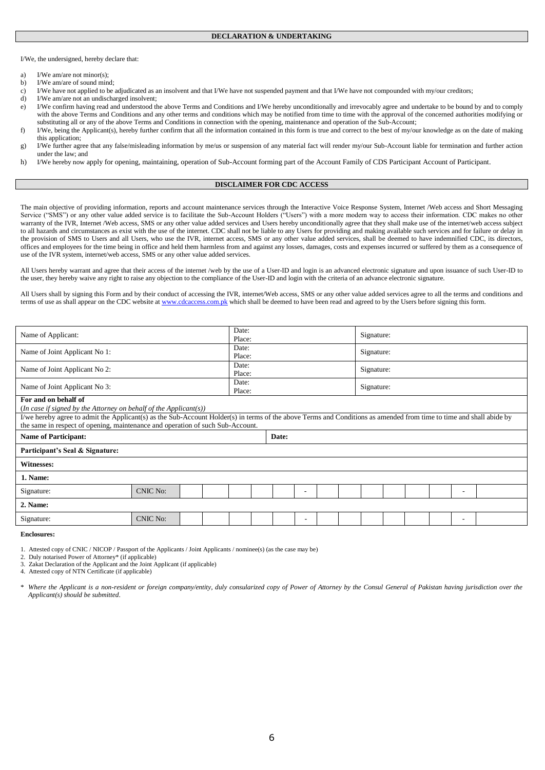## DECLARATION & UNDERTAKING

I/We, the undersigned, hereby declare that:

a) I/We am/are not minor(s);
b) I/We am/are of sound mind;
c) I/We have not applied to be adjudicated as an insolvent and that I/We have not suspended payment and that I/We have not compounded with my/our creditors;
d) I/We am/are not an undischarged insolvent;
e) I/We confirm having read and understood the above Terms and Conditions and I/We hereby unconditionally and irrevocably agree and undertake to be bound by and to comply with the above Terms and Conditions and any other terms and conditions which may be notified from time to time with the approval of the concerned authorities modifying or substituting all or any of the above Terms and Conditions in connection with the opening, maintenance and operation of the Sub-Account;
f) I/We, being the Applicant(s), hereby further confirm that all the information contained in this form is true and correct to the best of my/our knowledge as on the date of making this application;
g) I/We further agree that any false/misleading information by me/us or suspension of any material fact will render my/our Sub-Account liable for termination and further action under the law; and
h) I/We hereby now apply for opening, maintaining, operation of Sub-Account forming part of the Account Family of CDS Participant Account of Participant.

## DISCLAIMER FOR CDC ACCESS

The main objective of providing information, reports and account maintenance services through the Interactive Voice Response System, Internet /Web access and Short Messaging Service ("SMS") or any other value added service is to facilitate the Sub-Account Holders ("Users") with a more modern way to access their information. CDC makes no other warranty of the IVR, Internet /Web access, SMS or any other value added services and Users hereby unconditionally agree that they shall make use of the internet/web access subject to all hazards and circumstances as exist with the use of the internet. CDC shall not be liable to any Users for providing and making available such services and for failure or delay in the provision of SMS to Users and all Users, who use the IVR, internet access, SMS or any other value added services, shall be deemed to have indemnified CDC, its directors, offices and employees for the time being in office and held them harmless from and against any losses, damages, costs and expenses incurred or suffered by them as a consequence of use of the IVR system, internet/web access, SMS or any other value added services.

All Users hereby warrant and agree that their access of the internet /web by the use of a User-ID and login is an advanced electronic signature and upon issuance of such User-ID to the user, they hereby waive any right to raise any objection to the compliance of the User-ID and login with the criteria of an advance electronic signature.

All Users shall by signing this Form and by their conduct of accessing the IVR, internet/Web access, SMS or any other value added services agree to all the terms and conditions and terms of use as shall appear on the CDC website at www.cdcaccess.com.pk which shall be deemed to have been read and agreed to by the Users before signing this form.

| Name of Applicant: | Date:<br>Place: | Signature: |
|---|---|---|
| Name of Joint Applicant No 1: | Date:<br>Place: | Signature: |
| Name of Joint Applicant No 2: | Date:<br>Place: | Signature: |
| Name of Joint Applicant No 3: | Date:<br>Place: | Signature: |

**For and on behalf of**
(*In case if signed by the Attorney on behalf of the Applicant(s)*)

I/we hereby agree to admit the Applicant(s) as the Sub-Account Holder(s) in terms of the above Terms and Conditions as amended from time to time and shall abide by the same in respect of opening, maintenance and operation of such Sub-Account.

| **Name of Participant:** | **Date:** |
|---|---|
| **Participant's Seal & Signature:** | |

**Witnesses:**

| **1. Name:** | | | | | | | | | | | | | | | | |
|---|---|---|---|---|---|---|---|---|---|---|---|---|---|---|---|---|
| Signature: | CNIC No: | | | | | | - | | | | | | | | - | |
| **2. Name:** | | | | | | | | | | | | | | | | |
| Signature: | CNIC No: | | | | | | - | | | | | | | | - | |

**Enclosures:**

1. Attested copy of CNIC / NICOP / Passport of the Applicants / Joint Applicants / nominee(s) (as the case may be)
2. Duly notarised Power of Attorney* (if applicable)
3. Zakat Declaration of the Applicant and the Joint Applicant (if applicable)
4. Attested copy of NTN Certificate (if applicable)

\* *Where the Applicant is a non-resident or foreign company/entity, duly consularized copy of Power of Attorney by the Consul General of Pakistan having jurisdiction over the Applicant(s) should be submitted.*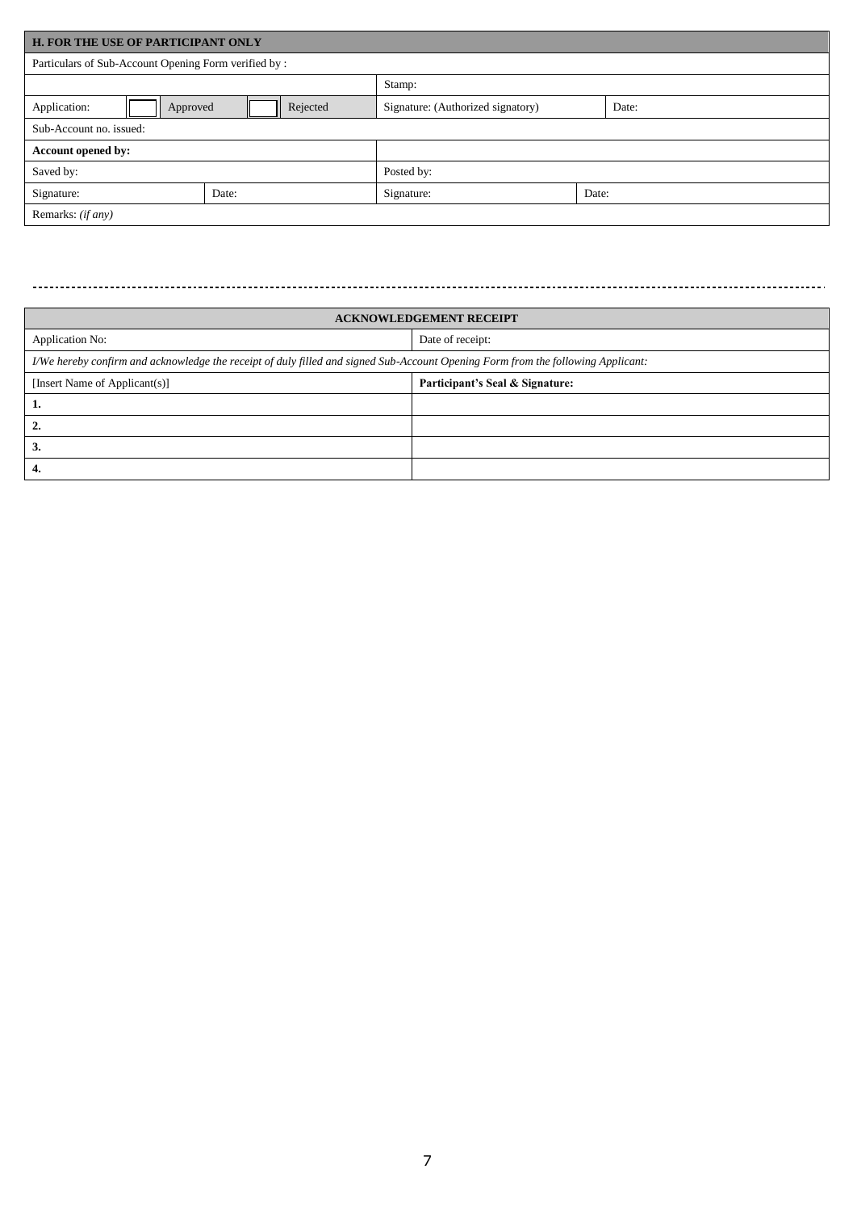## H. FOR THE USE OF PARTICIPANT ONLY

| | | | | | | |
|---|---|---|---|---|---|---|
| Particulars of Sub-Account Opening Form verified by : | | | | | | |
| | | | | Stamp: | | |
| Application: | ☐ | Approved | ☐ | Rejected | Signature: (Authorized signatory) | Date: |
| Sub-Account no. issued: | | | | | | |
| **Account opened by:** | | | | | | |
| Saved by: | | | | Posted by: | | |
| Signature: | | Date: | | Signature: | | Date: |
| Remarks: *(if any)* | | | | | | |

---

| **ACKNOWLEDGEMENT RECEIPT** | |
|---|---|
| Application No: | Date of receipt: |
| *I/We hereby confirm and acknowledge the receipt of duly filled and signed Sub-Account Opening Form from the following Applicant:* | |
| [Insert Name of Applicant(s)] | **Participant's Seal & Signature:** |
| **1.** | |
| **2.** | |
| **3.** | |
| **4.** | |